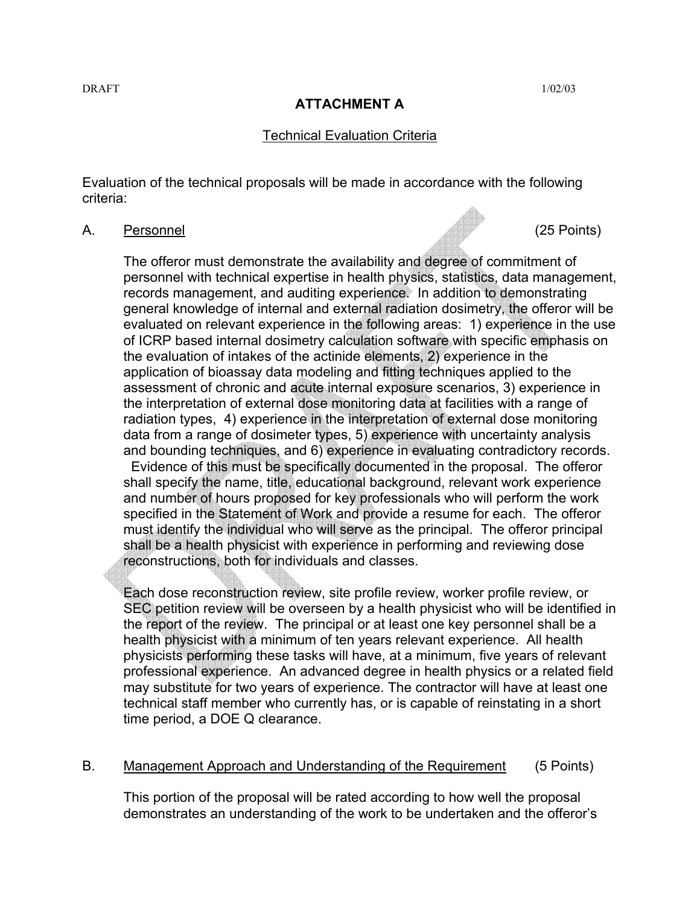DRAFT 1/02/03

# ATTACHMENT A

## Technical Evaluation Criteria

Evaluation of the technical proposals will be made in accordance with the following criteria:

A. Personnel (25 Points)

The offeror must demonstrate the availability and degree of commitment of personnel with technical expertise in health physics, statistics, data management, records management, and auditing experience. In addition to demonstrating general knowledge of internal and external radiation dosimetry, the offeror will be evaluated on relevant experience in the following areas: 1) experience in the use of ICRP based internal dosimetry calculation software with specific emphasis on the evaluation of intakes of the actinide elements, 2) experience in the application of bioassay data modeling and fitting techniques applied to the assessment of chronic and acute internal exposure scenarios, 3) experience in the interpretation of external dose monitoring data at facilities with a range of radiation types, 4) experience in the interpretation of external dose monitoring data from a range of dosimeter types, 5) experience with uncertainty analysis and bounding techniques, and 6) experience in evaluating contradictory records. Evidence of this must be specifically documented in the proposal. The offeror shall specify the name, title, educational background, relevant work experience and number of hours proposed for key professionals who will perform the work specified in the Statement of Work and provide a resume for each. The offeror must identify the individual who will serve as the principal. The offeror principal shall be a health physicist with experience in performing and reviewing dose reconstructions, both for individuals and classes.

Each dose reconstruction review, site profile review, worker profile review, or SEC petition review will be overseen by a health physicist who will be identified in the report of the review. The principal or at least one key personnel shall be a health physicist with a minimum of ten years relevant experience. All health physicists performing these tasks will have, at a minimum, five years of relevant professional experience. An advanced degree in health physics or a related field may substitute for two years of experience. The contractor will have at least one technical staff member who currently has, or is capable of reinstating in a short time period, a DOE Q clearance.

B. Management Approach and Understanding of the Requirement (5 Points)

This portion of the proposal will be rated according to how well the proposal demonstrates an understanding of the work to be undertaken and the offeror's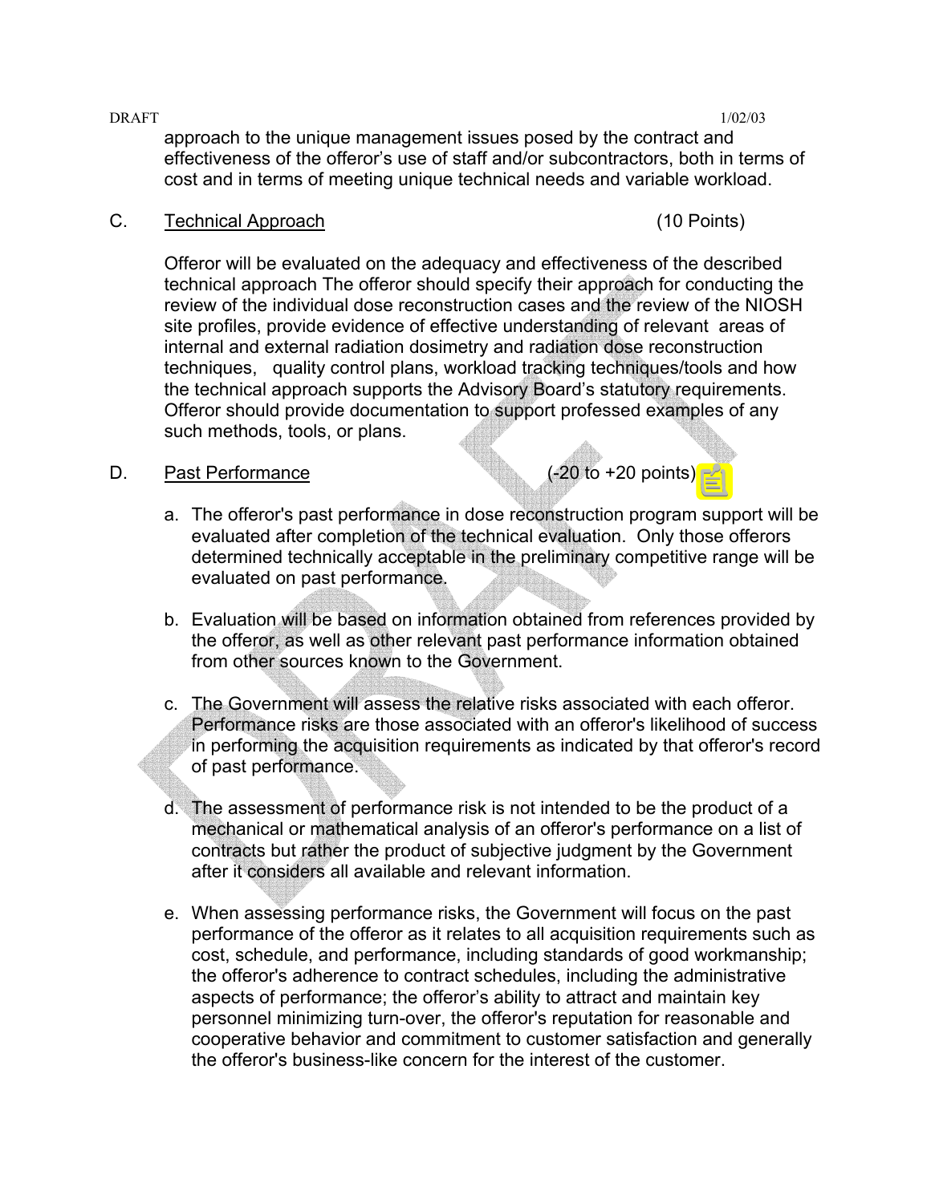approach to the unique management issues posed by the contract and effectiveness of the offeror's use of staff and/or subcontractors, both in terms of cost and in terms of meeting unique technical needs and variable workload.

C. Technical Approach (10 Points)

Offeror will be evaluated on the adequacy and effectiveness of the described technical approach The offeror should specify their approach for conducting the review of the individual dose reconstruction cases and the review of the NIOSH site profiles, provide evidence of effective understanding of relevant areas of internal and external radiation dosimetry and radiation dose reconstruction techniques, quality control plans, workload tracking techniques/tools and how the technical approach supports the Advisory Board's statutory requirements. Offeror should provide documentation to support professed examples of any such methods, tools, or plans.

D. Past Performance (-20 to +20 points)

a. The offeror's past performance in dose reconstruction program support will be evaluated after completion of the technical evaluation. Only those offerors determined technically acceptable in the preliminary competitive range will be evaluated on past performance.

b. Evaluation will be based on information obtained from references provided by the offeror, as well as other relevant past performance information obtained from other sources known to the Government.

c. The Government will assess the relative risks associated with each offeror. Performance risks are those associated with an offeror's likelihood of success in performing the acquisition requirements as indicated by that offeror's record of past performance.

d. The assessment of performance risk is not intended to be the product of a mechanical or mathematical analysis of an offeror's performance on a list of contracts but rather the product of subjective judgment by the Government after it considers all available and relevant information.

e. When assessing performance risks, the Government will focus on the past performance of the offeror as it relates to all acquisition requirements such as cost, schedule, and performance, including standards of good workmanship; the offeror's adherence to contract schedules, including the administrative aspects of performance; the offeror's ability to attract and maintain key personnel minimizing turn-over, the offeror's reputation for reasonable and cooperative behavior and commitment to customer satisfaction and generally the offeror's business-like concern for the interest of the customer.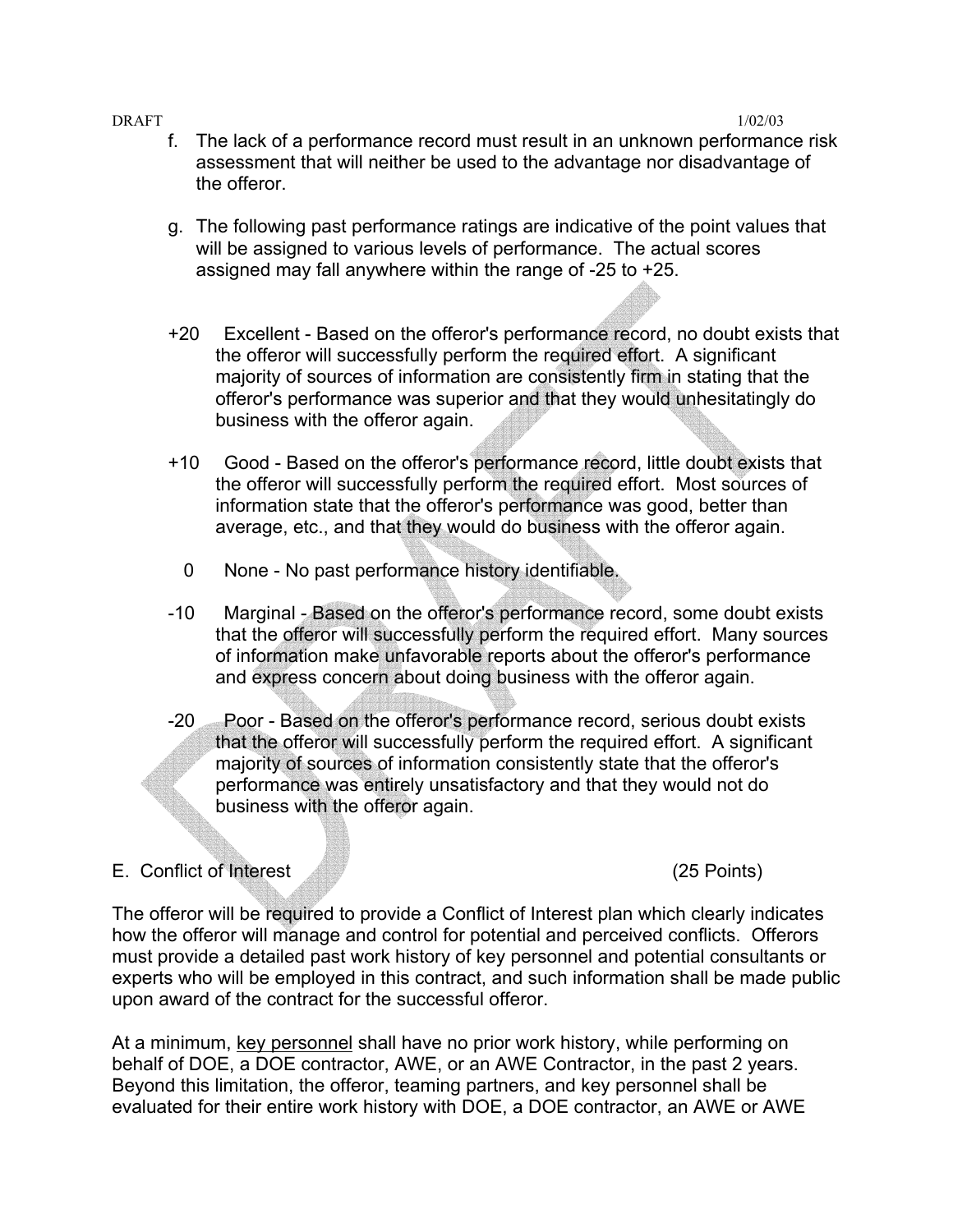f. The lack of a performance record must result in an unknown performance risk assessment that will neither be used to the advantage nor disadvantage of the offeror.

g. The following past performance ratings are indicative of the point values that will be assigned to various levels of performance. The actual scores assigned may fall anywhere within the range of -25 to +25.

+20 Excellent - Based on the offeror's performance record, no doubt exists that the offeror will successfully perform the required effort. A significant majority of sources of information are consistently firm in stating that the offeror's performance was superior and that they would unhesitatingly do business with the offeror again.

+10 Good - Based on the offeror's performance record, little doubt exists that the offeror will successfully perform the required effort. Most sources of information state that the offeror's performance was good, better than average, etc., and that they would do business with the offeror again.

0 None - No past performance history identifiable.

-10 Marginal - Based on the offeror's performance record, some doubt exists that the offeror will successfully perform the required effort. Many sources of information make unfavorable reports about the offeror's performance and express concern about doing business with the offeror again.

-20 Poor - Based on the offeror's performance record, serious doubt exists that the offeror will successfully perform the required effort. A significant majority of sources of information consistently state that the offeror's performance was entirely unsatisfactory and that they would not do business with the offeror again.

E. Conflict of Interest (25 Points)

The offeror will be required to provide a Conflict of Interest plan which clearly indicates how the offeror will manage and control for potential and perceived conflicts. Offerors must provide a detailed past work history of key personnel and potential consultants or experts who will be employed in this contract, and such information shall be made public upon award of the contract for the successful offeror.

At a minimum, key personnel shall have no prior work history, while performing on behalf of DOE, a DOE contractor, AWE, or an AWE Contractor, in the past 2 years. Beyond this limitation, the offeror, teaming partners, and key personnel shall be evaluated for their entire work history with DOE, a DOE contractor, an AWE or AWE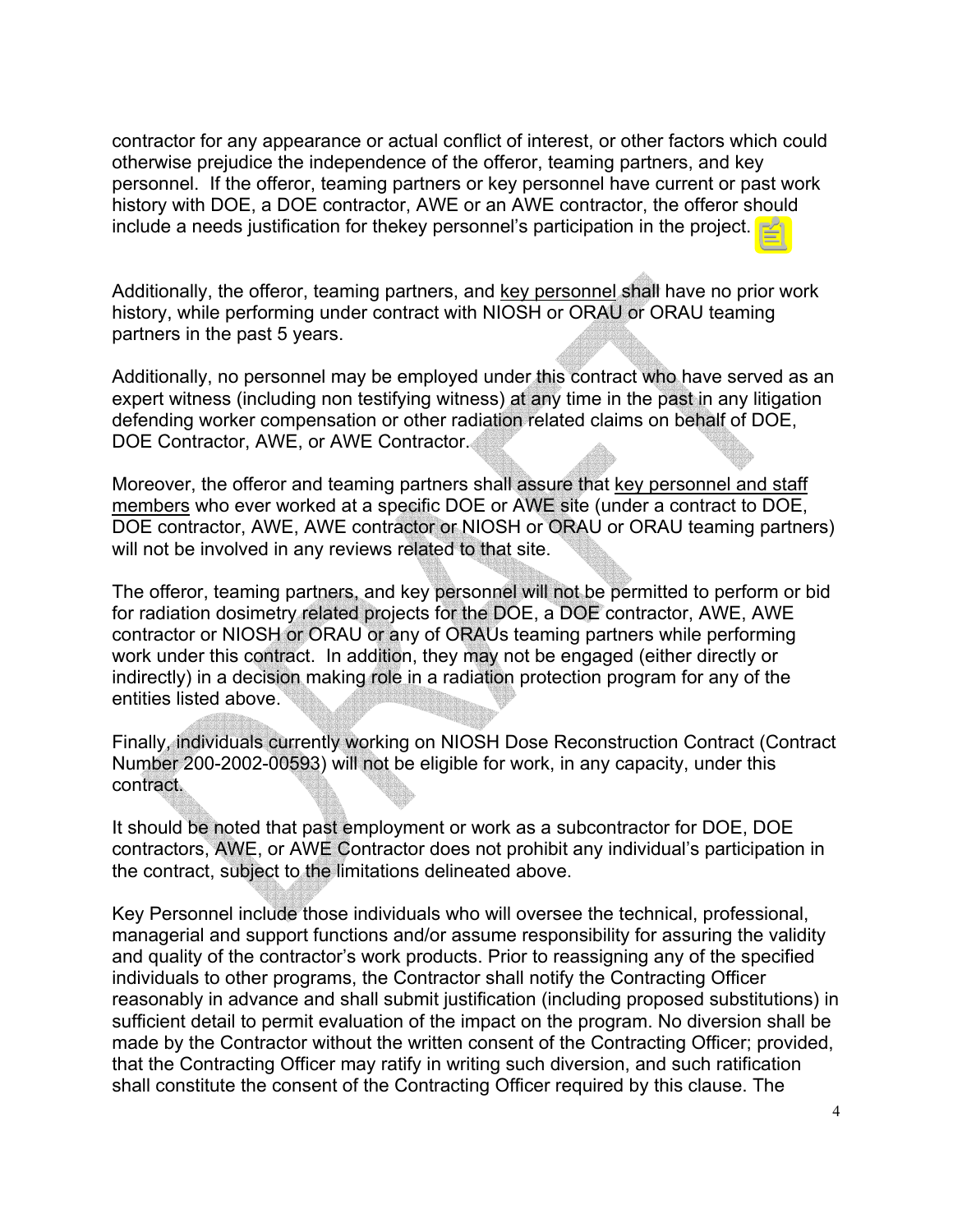contractor for any appearance or actual conflict of interest, or other factors which could otherwise prejudice the independence of the offeror, teaming partners, and key personnel. If the offeror, teaming partners or key personnel have current or past work history with DOE, a DOE contractor, AWE or an AWE contractor, the offeror should include a needs justification for thekey personnel's participation in the project.

Additionally, the offeror, teaming partners, and key personnel shall have no prior work history, while performing under contract with NIOSH or ORAU or ORAU teaming partners in the past 5 years.

Additionally, no personnel may be employed under this contract who have served as an expert witness (including non testifying witness) at any time in the past in any litigation defending worker compensation or other radiation related claims on behalf of DOE, DOE Contractor, AWE, or AWE Contractor.

Moreover, the offeror and teaming partners shall assure that key personnel and staff members who ever worked at a specific DOE or AWE site (under a contract to DOE, DOE contractor, AWE, AWE contractor or NIOSH or ORAU or ORAU teaming partners) will not be involved in any reviews related to that site.

The offeror, teaming partners, and key personnel will not be permitted to perform or bid for radiation dosimetry related projects for the DOE, a DOE contractor, AWE, AWE contractor or NIOSH or ORAU or any of ORAUs teaming partners while performing work under this contract. In addition, they may not be engaged (either directly or indirectly) in a decision making role in a radiation protection program for any of the entities listed above.

Finally, individuals currently working on NIOSH Dose Reconstruction Contract (Contract Number 200-2002-00593) will not be eligible for work, in any capacity, under this contract.

It should be noted that past employment or work as a subcontractor for DOE, DOE contractors, AWE, or AWE Contractor does not prohibit any individual's participation in the contract, subject to the limitations delineated above.

Key Personnel include those individuals who will oversee the technical, professional, managerial and support functions and/or assume responsibility for assuring the validity and quality of the contractor's work products. Prior to reassigning any of the specified individuals to other programs, the Contractor shall notify the Contracting Officer reasonably in advance and shall submit justification (including proposed substitutions) in sufficient detail to permit evaluation of the impact on the program. No diversion shall be made by the Contractor without the written consent of the Contracting Officer; provided, that the Contracting Officer may ratify in writing such diversion, and such ratification shall constitute the consent of the Contracting Officer required by this clause. The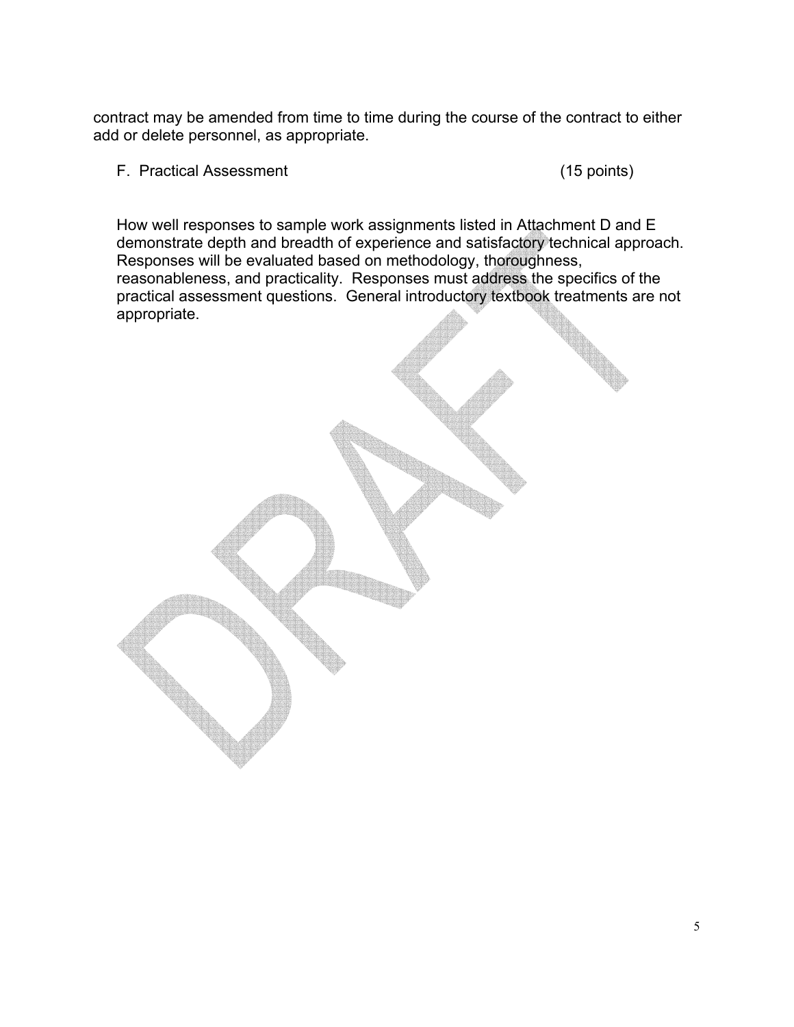contract may be amended from time to time during the course of the contract to either add or delete personnel, as appropriate.

F. Practical Assessment (15 points)

How well responses to sample work assignments listed in Attachment D and E demonstrate depth and breadth of experience and satisfactory technical approach. Responses will be evaluated based on methodology, thoroughness, reasonableness, and practicality. Responses must address the specifics of the practical assessment questions. General introductory textbook treatments are not appropriate.